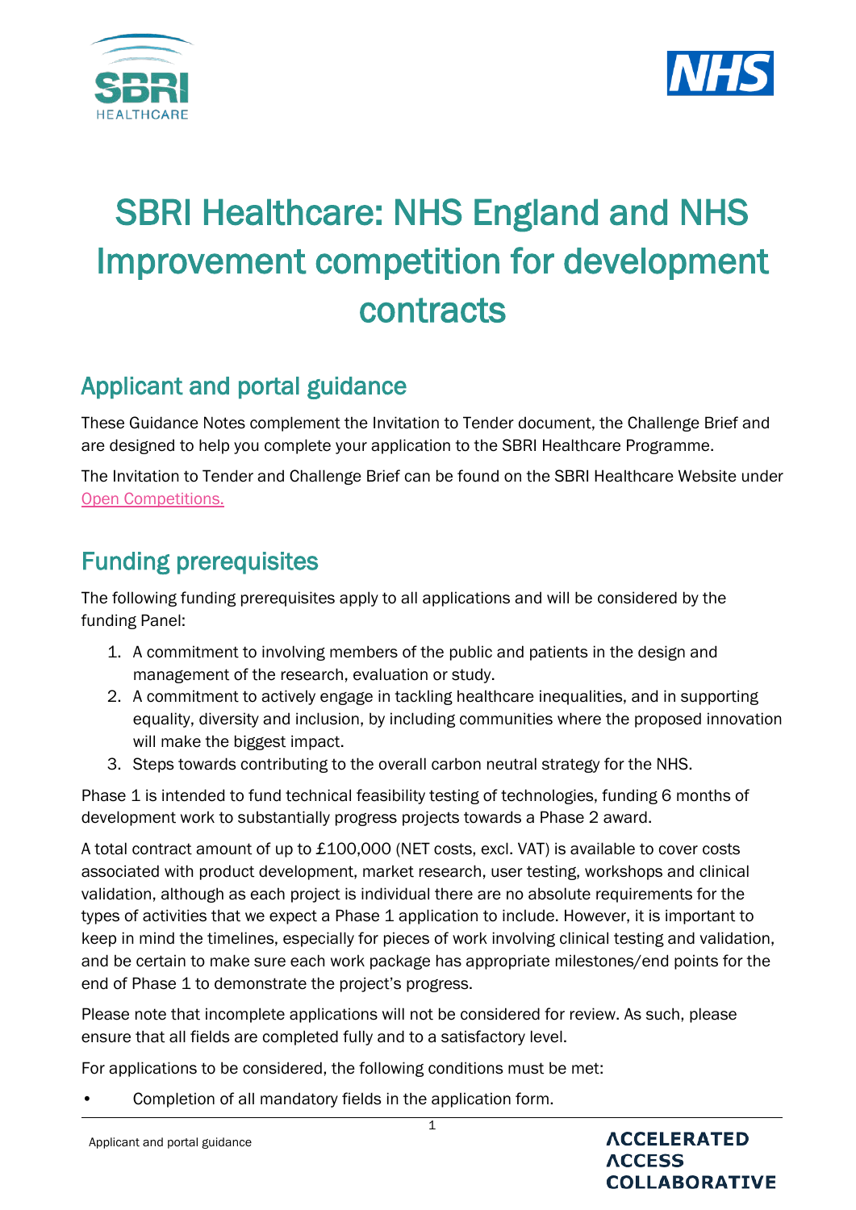# SBRI Healthcare: NHS England and NHS Improvement competition for development contracts

## Applicant and portal guidance

These Guidance Notes complement the Invitation to Tender document, the Challenge Brief and are designed to help you complete your application to the SBRI Healthcare Programme.

The Invitation to Tender and Challenge Brief can be found on the SBRI Healthcare Website under Open Competitions.

## Funding prerequisites

The following funding prerequisites apply to all applications and will be considered by the funding Panel:

1. A commitment to involving members of the public and patients in the design and management of the research, evaluation or study.
2. A commitment to actively engage in tackling healthcare inequalities, and in supporting equality, diversity and inclusion, by including communities where the proposed innovation will make the biggest impact.
3. Steps towards contributing to the overall carbon neutral strategy for the NHS.

Phase 1 is intended to fund technical feasibility testing of technologies, funding 6 months of development work to substantially progress projects towards a Phase 2 award.

A total contract amount of up to £100,000 (NET costs, excl. VAT) is available to cover costs associated with product development, market research, user testing, workshops and clinical validation, although as each project is individual there are no absolute requirements for the types of activities that we expect a Phase 1 application to include. However, it is important to keep in mind the timelines, especially for pieces of work involving clinical testing and validation, and be certain to make sure each work package has appropriate milestones/end points for the end of Phase 1 to demonstrate the project's progress.

Please note that incomplete applications will not be considered for review. As such, please ensure that all fields are completed fully and to a satisfactory level.

For applications to be considered, the following conditions must be met:

- Completion of all mandatory fields in the application form.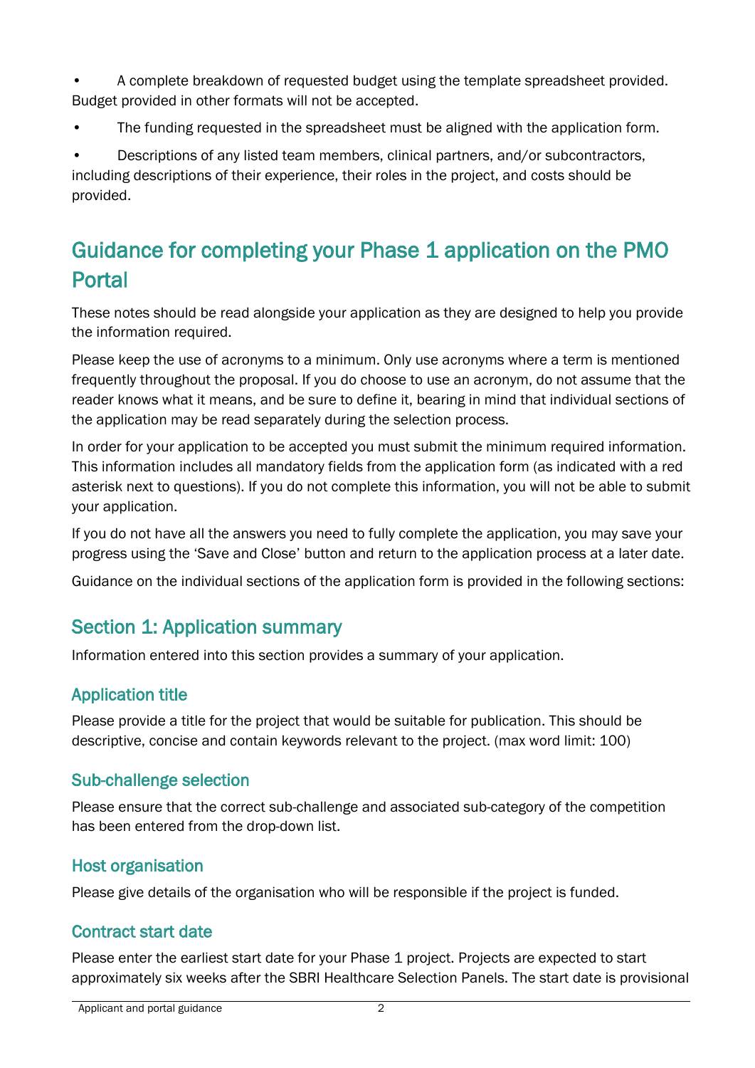- A complete breakdown of requested budget using the template spreadsheet provided. Budget provided in other formats will not be accepted.
- The funding requested in the spreadsheet must be aligned with the application form.
- Descriptions of any listed team members, clinical partners, and/or subcontractors, including descriptions of their experience, their roles in the project, and costs should be provided.

## Guidance for completing your Phase 1 application on the PMO Portal

These notes should be read alongside your application as they are designed to help you provide the information required.

Please keep the use of acronyms to a minimum. Only use acronyms where a term is mentioned frequently throughout the proposal. If you do choose to use an acronym, do not assume that the reader knows what it means, and be sure to define it, bearing in mind that individual sections of the application may be read separately during the selection process.

In order for your application to be accepted you must submit the minimum required information. This information includes all mandatory fields from the application form (as indicated with a red asterisk next to questions). If you do not complete this information, you will not be able to submit your application.

If you do not have all the answers you need to fully complete the application, you may save your progress using the 'Save and Close' button and return to the application process at a later date.

Guidance on the individual sections of the application form is provided in the following sections:

### Section 1: Application summary

Information entered into this section provides a summary of your application.

#### Application title

Please provide a title for the project that would be suitable for publication. This should be descriptive, concise and contain keywords relevant to the project. (max word limit: 100)

#### Sub-challenge selection

Please ensure that the correct sub-challenge and associated sub-category of the competition has been entered from the drop-down list.

#### Host organisation

Please give details of the organisation who will be responsible if the project is funded.

#### Contract start date

Please enter the earliest start date for your Phase 1 project. Projects are expected to start approximately six weeks after the SBRI Healthcare Selection Panels. The start date is provisional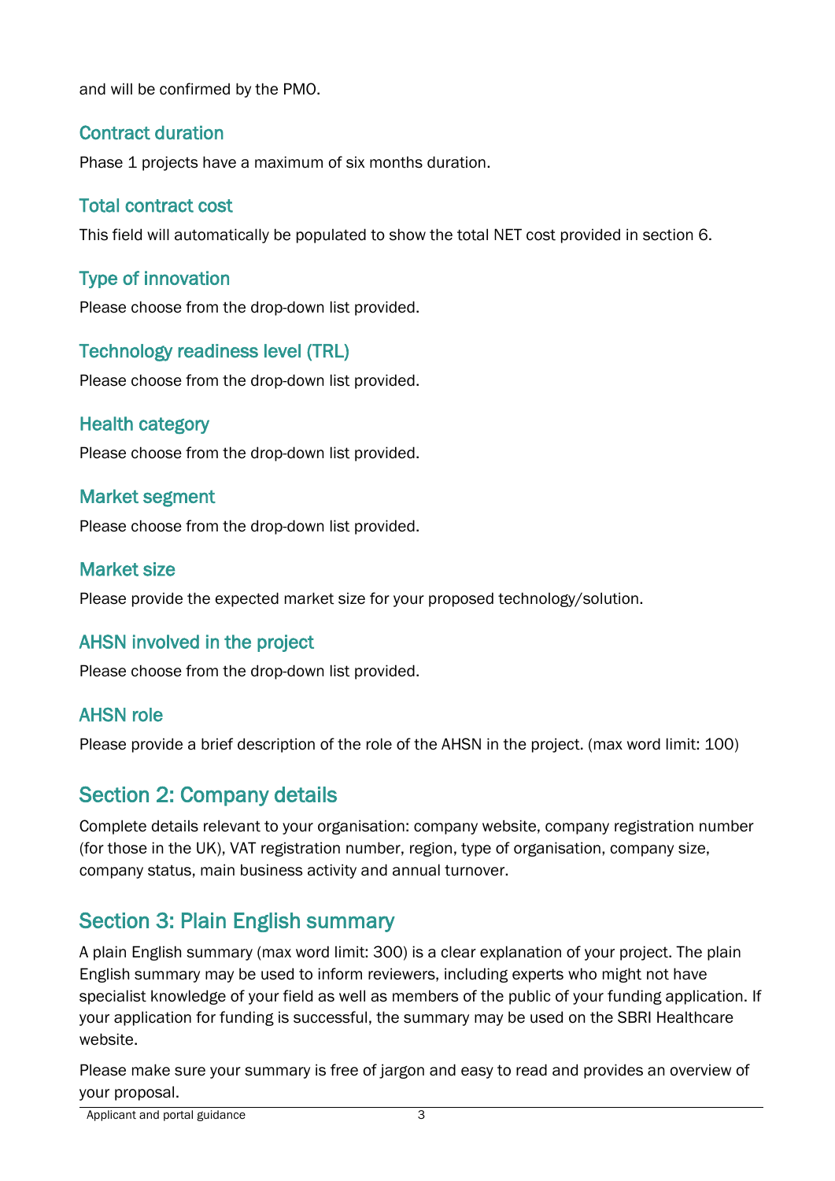and will be confirmed by the PMO.

### Contract duration

Phase 1 projects have a maximum of six months duration.

### Total contract cost

This field will automatically be populated to show the total NET cost provided in section 6.

### Type of innovation

Please choose from the drop-down list provided.

### Technology readiness level (TRL)

Please choose from the drop-down list provided.

### Health category

Please choose from the drop-down list provided.

### Market segment

Please choose from the drop-down list provided.

### Market size

Please provide the expected market size for your proposed technology/solution.

### AHSN involved in the project

Please choose from the drop-down list provided.

### AHSN role

Please provide a brief description of the role of the AHSN in the project. (max word limit: 100)

## Section 2: Company details

Complete details relevant to your organisation: company website, company registration number (for those in the UK), VAT registration number, region, type of organisation, company size, company status, main business activity and annual turnover.

## Section 3: Plain English summary

A plain English summary (max word limit: 300) is a clear explanation of your project. The plain English summary may be used to inform reviewers, including experts who might not have specialist knowledge of your field as well as members of the public of your funding application. If your application for funding is successful, the summary may be used on the SBRI Healthcare website.

Please make sure your summary is free of jargon and easy to read and provides an overview of your proposal.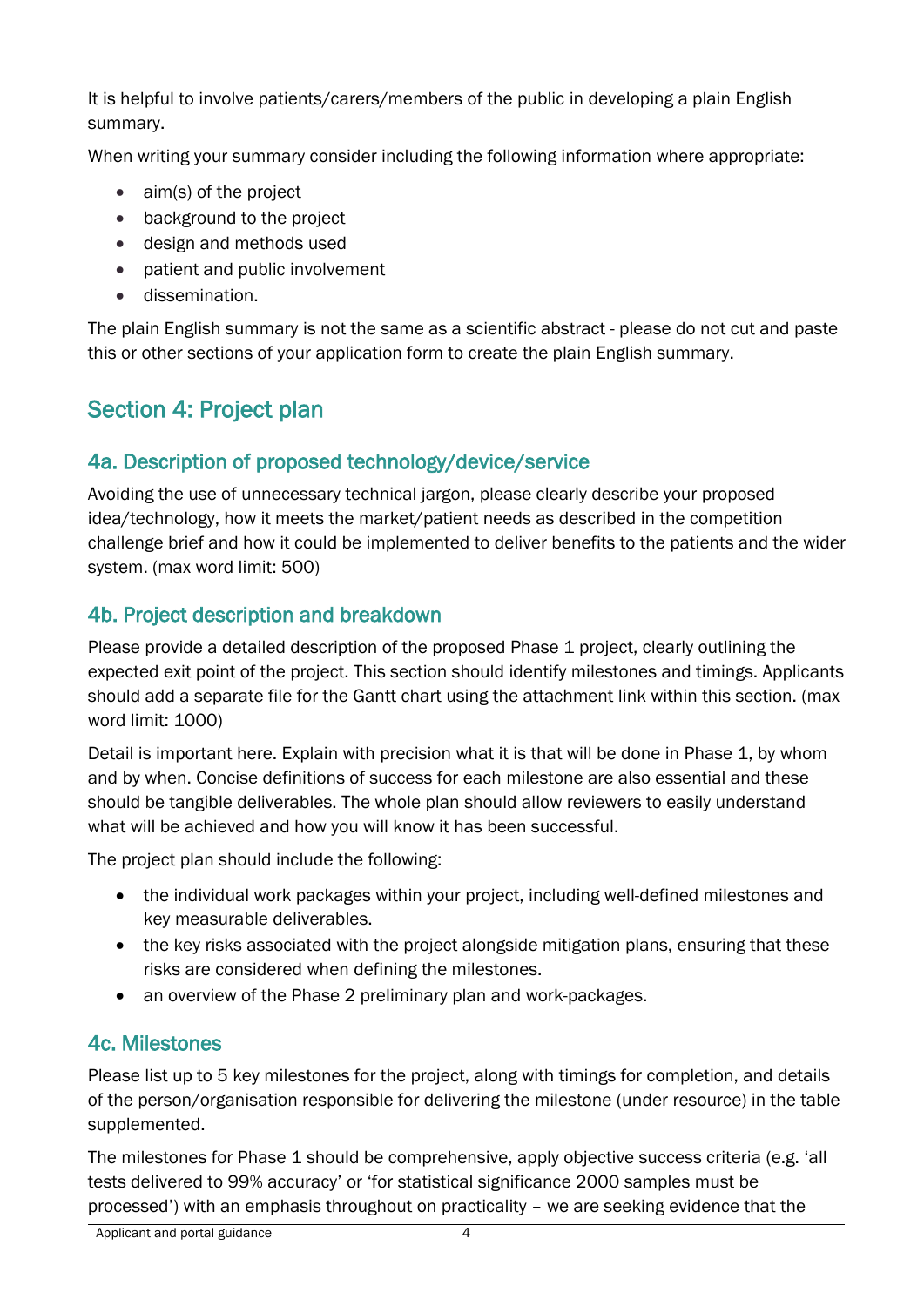It is helpful to involve patients/carers/members of the public in developing a plain English summary.

When writing your summary consider including the following information where appropriate:

- aim(s) of the project
- background to the project
- design and methods used
- patient and public involvement
- dissemination.

The plain English summary is not the same as a scientific abstract - please do not cut and paste this or other sections of your application form to create the plain English summary.

## Section 4: Project plan

### 4a. Description of proposed technology/device/service

Avoiding the use of unnecessary technical jargon, please clearly describe your proposed idea/technology, how it meets the market/patient needs as described in the competition challenge brief and how it could be implemented to deliver benefits to the patients and the wider system. (max word limit: 500)

### 4b. Project description and breakdown

Please provide a detailed description of the proposed Phase 1 project, clearly outlining the expected exit point of the project. This section should identify milestones and timings. Applicants should add a separate file for the Gantt chart using the attachment link within this section. (max word limit: 1000)

Detail is important here. Explain with precision what it is that will be done in Phase 1, by whom and by when. Concise definitions of success for each milestone are also essential and these should be tangible deliverables. The whole plan should allow reviewers to easily understand what will be achieved and how you will know it has been successful.

The project plan should include the following:

- the individual work packages within your project, including well-defined milestones and key measurable deliverables.
- the key risks associated with the project alongside mitigation plans, ensuring that these risks are considered when defining the milestones.
- an overview of the Phase 2 preliminary plan and work-packages.

### 4c. Milestones

Please list up to 5 key milestones for the project, along with timings for completion, and details of the person/organisation responsible for delivering the milestone (under resource) in the table supplemented.

The milestones for Phase 1 should be comprehensive, apply objective success criteria (e.g. 'all tests delivered to 99% accuracy' or 'for statistical significance 2000 samples must be processed') with an emphasis throughout on practicality – we are seeking evidence that the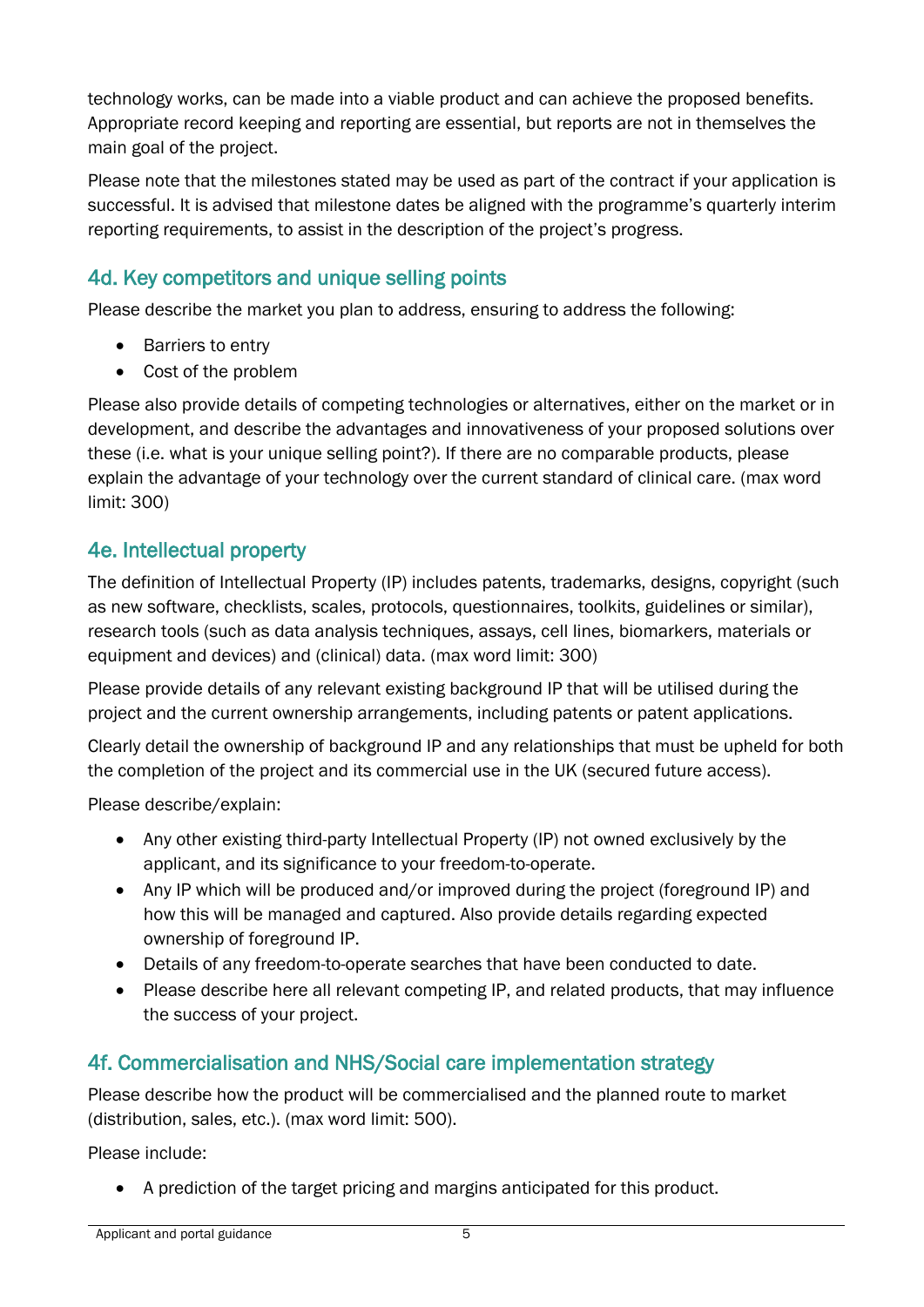technology works, can be made into a viable product and can achieve the proposed benefits. Appropriate record keeping and reporting are essential, but reports are not in themselves the main goal of the project.

Please note that the milestones stated may be used as part of the contract if your application is successful. It is advised that milestone dates be aligned with the programme's quarterly interim reporting requirements, to assist in the description of the project's progress.

## 4d. Key competitors and unique selling points

Please describe the market you plan to address, ensuring to address the following:

- Barriers to entry
- Cost of the problem

Please also provide details of competing technologies or alternatives, either on the market or in development, and describe the advantages and innovativeness of your proposed solutions over these (i.e. what is your unique selling point?). If there are no comparable products, please explain the advantage of your technology over the current standard of clinical care. (max word limit: 300)

## 4e. Intellectual property

The definition of Intellectual Property (IP) includes patents, trademarks, designs, copyright (such as new software, checklists, scales, protocols, questionnaires, toolkits, guidelines or similar), research tools (such as data analysis techniques, assays, cell lines, biomarkers, materials or equipment and devices) and (clinical) data. (max word limit: 300)

Please provide details of any relevant existing background IP that will be utilised during the project and the current ownership arrangements, including patents or patent applications.

Clearly detail the ownership of background IP and any relationships that must be upheld for both the completion of the project and its commercial use in the UK (secured future access).

Please describe/explain:

- Any other existing third-party Intellectual Property (IP) not owned exclusively by the applicant, and its significance to your freedom-to-operate.
- Any IP which will be produced and/or improved during the project (foreground IP) and how this will be managed and captured. Also provide details regarding expected ownership of foreground IP.
- Details of any freedom-to-operate searches that have been conducted to date.
- Please describe here all relevant competing IP, and related products, that may influence the success of your project.

## 4f. Commercialisation and NHS/Social care implementation strategy

Please describe how the product will be commercialised and the planned route to market (distribution, sales, etc.). (max word limit: 500).

Please include:

- A prediction of the target pricing and margins anticipated for this product.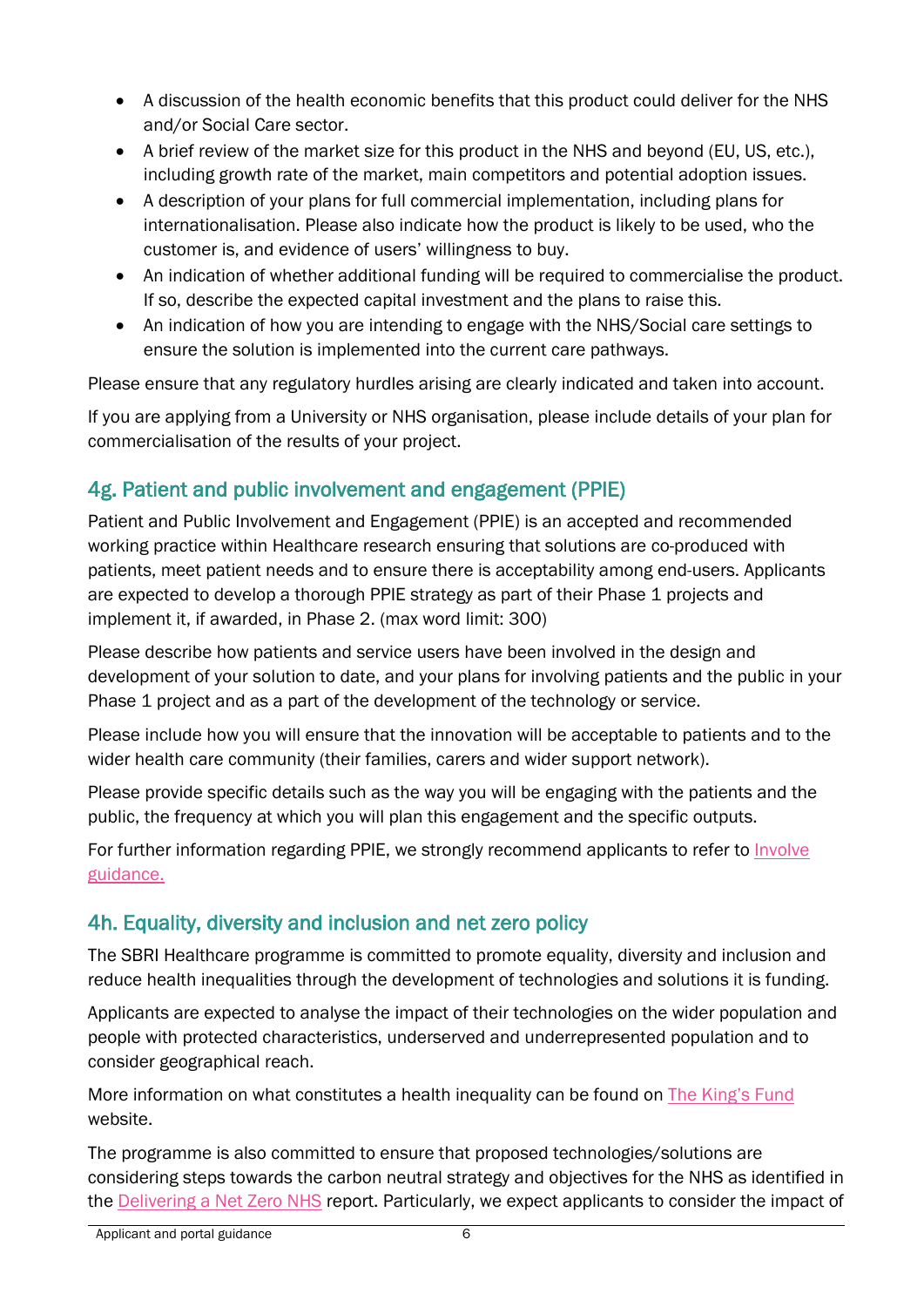- A discussion of the health economic benefits that this product could deliver for the NHS and/or Social Care sector.
- A brief review of the market size for this product in the NHS and beyond (EU, US, etc.), including growth rate of the market, main competitors and potential adoption issues.
- A description of your plans for full commercial implementation, including plans for internationalisation. Please also indicate how the product is likely to be used, who the customer is, and evidence of users' willingness to buy.
- An indication of whether additional funding will be required to commercialise the product. If so, describe the expected capital investment and the plans to raise this.
- An indication of how you are intending to engage with the NHS/Social care settings to ensure the solution is implemented into the current care pathways.

Please ensure that any regulatory hurdles arising are clearly indicated and taken into account.

If you are applying from a University or NHS organisation, please include details of your plan for commercialisation of the results of your project.

## 4g. Patient and public involvement and engagement (PPIE)

Patient and Public Involvement and Engagement (PPIE) is an accepted and recommended working practice within Healthcare research ensuring that solutions are co-produced with patients, meet patient needs and to ensure there is acceptability among end-users. Applicants are expected to develop a thorough PPIE strategy as part of their Phase 1 projects and implement it, if awarded, in Phase 2. (max word limit: 300)

Please describe how patients and service users have been involved in the design and development of your solution to date, and your plans for involving patients and the public in your Phase 1 project and as a part of the development of the technology or service.

Please include how you will ensure that the innovation will be acceptable to patients and to the wider health care community (their families, carers and wider support network).

Please provide specific details such as the way you will be engaging with the patients and the public, the frequency at which you will plan this engagement and the specific outputs.

For further information regarding PPIE, we strongly recommend applicants to refer to Involve guidance.

## 4h. Equality, diversity and inclusion and net zero policy

The SBRI Healthcare programme is committed to promote equality, diversity and inclusion and reduce health inequalities through the development of technologies and solutions it is funding.

Applicants are expected to analyse the impact of their technologies on the wider population and people with protected characteristics, underserved and underrepresented population and to consider geographical reach.

More information on what constitutes a health inequality can be found on The King's Fund website.

The programme is also committed to ensure that proposed technologies/solutions are considering steps towards the carbon neutral strategy and objectives for the NHS as identified in the Delivering a Net Zero NHS report. Particularly, we expect applicants to consider the impact of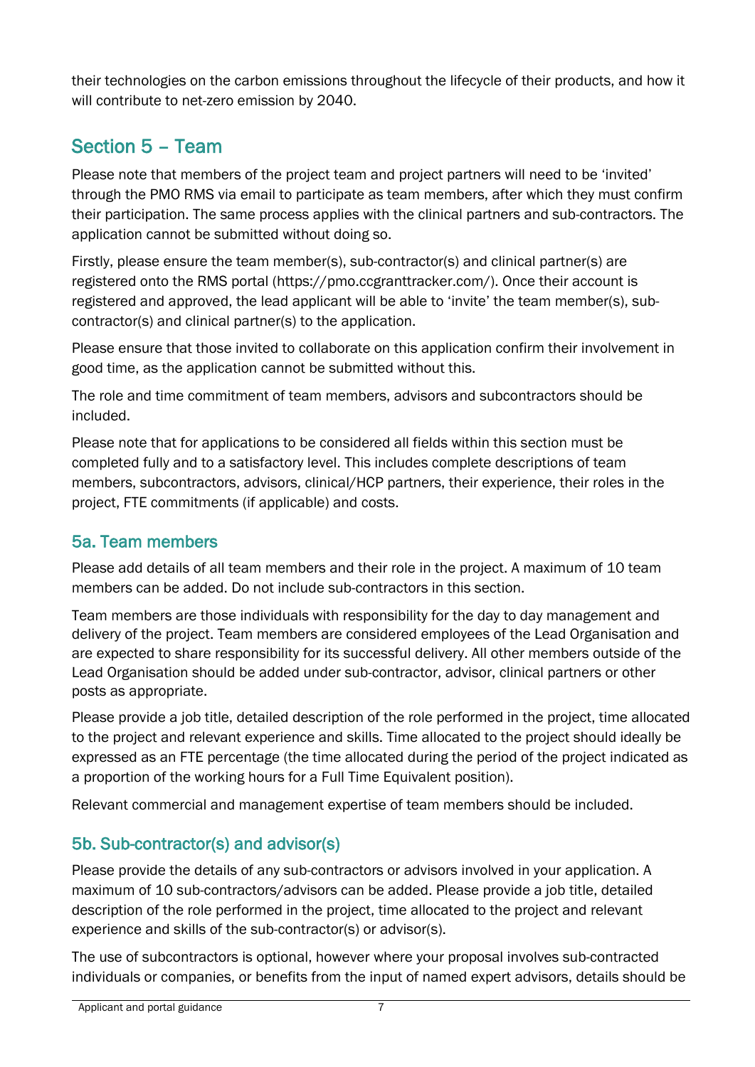their technologies on the carbon emissions throughout the lifecycle of their products, and how it will contribute to net-zero emission by 2040.

## Section 5 – Team

Please note that members of the project team and project partners will need to be 'invited' through the PMO RMS via email to participate as team members, after which they must confirm their participation. The same process applies with the clinical partners and sub-contractors. The application cannot be submitted without doing so.

Firstly, please ensure the team member(s), sub-contractor(s) and clinical partner(s) are registered onto the RMS portal (https://pmo.ccgranttracker.com/). Once their account is registered and approved, the lead applicant will be able to 'invite' the team member(s), sub-contractor(s) and clinical partner(s) to the application.

Please ensure that those invited to collaborate on this application confirm their involvement in good time, as the application cannot be submitted without this.

The role and time commitment of team members, advisors and subcontractors should be included.

Please note that for applications to be considered all fields within this section must be completed fully and to a satisfactory level. This includes complete descriptions of team members, subcontractors, advisors, clinical/HCP partners, their experience, their roles in the project, FTE commitments (if applicable) and costs.

### 5a. Team members

Please add details of all team members and their role in the project. A maximum of 10 team members can be added. Do not include sub-contractors in this section.

Team members are those individuals with responsibility for the day to day management and delivery of the project. Team members are considered employees of the Lead Organisation and are expected to share responsibility for its successful delivery. All other members outside of the Lead Organisation should be added under sub-contractor, advisor, clinical partners or other posts as appropriate.

Please provide a job title, detailed description of the role performed in the project, time allocated to the project and relevant experience and skills. Time allocated to the project should ideally be expressed as an FTE percentage (the time allocated during the period of the project indicated as a proportion of the working hours for a Full Time Equivalent position).

Relevant commercial and management expertise of team members should be included.

### 5b. Sub-contractor(s) and advisor(s)

Please provide the details of any sub-contractors or advisors involved in your application. A maximum of 10 sub-contractors/advisors can be added. Please provide a job title, detailed description of the role performed in the project, time allocated to the project and relevant experience and skills of the sub-contractor(s) or advisor(s).

The use of subcontractors is optional, however where your proposal involves sub-contracted individuals or companies, or benefits from the input of named expert advisors, details should be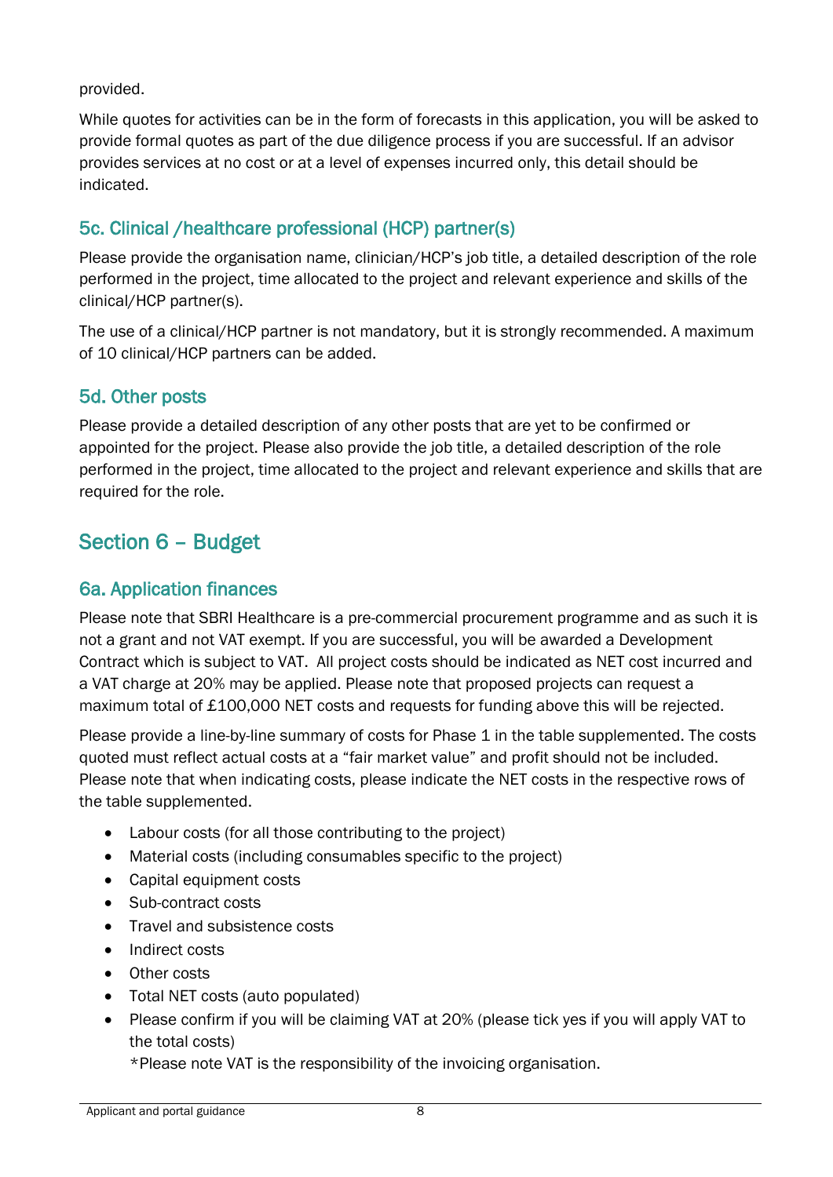provided.

While quotes for activities can be in the form of forecasts in this application, you will be asked to provide formal quotes as part of the due diligence process if you are successful. If an advisor provides services at no cost or at a level of expenses incurred only, this detail should be indicated.

### 5c. Clinical /healthcare professional (HCP) partner(s)

Please provide the organisation name, clinician/HCP's job title, a detailed description of the role performed in the project, time allocated to the project and relevant experience and skills of the clinical/HCP partner(s).

The use of a clinical/HCP partner is not mandatory, but it is strongly recommended. A maximum of 10 clinical/HCP partners can be added.

### 5d. Other posts

Please provide a detailed description of any other posts that are yet to be confirmed or appointed for the project. Please also provide the job title, a detailed description of the role performed in the project, time allocated to the project and relevant experience and skills that are required for the role.

## Section 6 – Budget

### 6a. Application finances

Please note that SBRI Healthcare is a pre-commercial procurement programme and as such it is not a grant and not VAT exempt. If you are successful, you will be awarded a Development Contract which is subject to VAT. All project costs should be indicated as NET cost incurred and a VAT charge at 20% may be applied. Please note that proposed projects can request a maximum total of £100,000 NET costs and requests for funding above this will be rejected.

Please provide a line-by-line summary of costs for Phase 1 in the table supplemented. The costs quoted must reflect actual costs at a "fair market value" and profit should not be included. Please note that when indicating costs, please indicate the NET costs in the respective rows of the table supplemented.

- Labour costs (for all those contributing to the project)
- Material costs (including consumables specific to the project)
- Capital equipment costs
- Sub-contract costs
- Travel and subsistence costs
- Indirect costs
- Other costs
- Total NET costs (auto populated)
- Please confirm if you will be claiming VAT at 20% (please tick yes if you will apply VAT to the total costs)
  *Please note VAT is the responsibility of the invoicing organisation.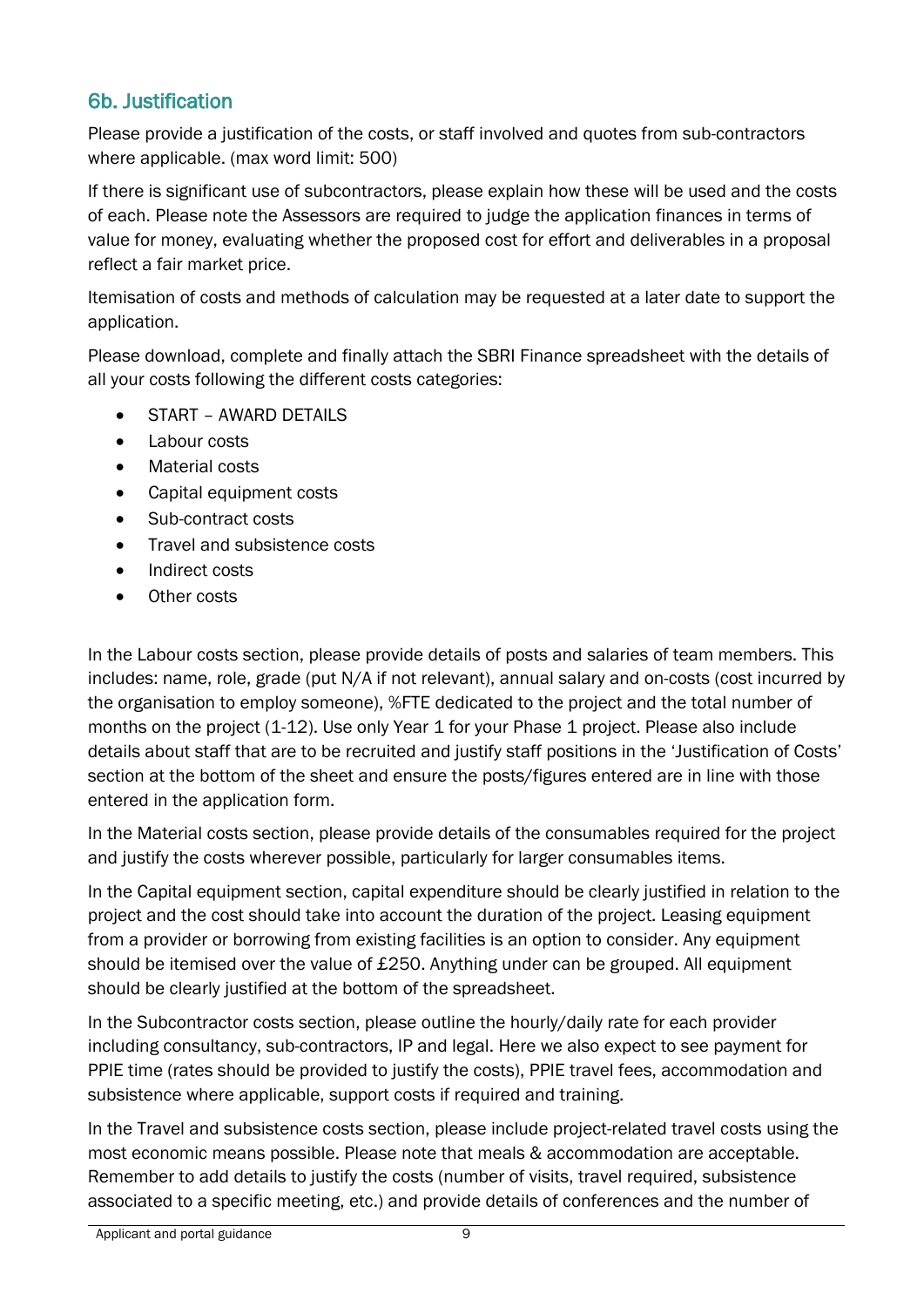## 6b. Justification

Please provide a justification of the costs, or staff involved and quotes from sub-contractors where applicable. (max word limit: 500)

If there is significant use of subcontractors, please explain how these will be used and the costs of each. Please note the Assessors are required to judge the application finances in terms of value for money, evaluating whether the proposed cost for effort and deliverables in a proposal reflect a fair market price.

Itemisation of costs and methods of calculation may be requested at a later date to support the application.

Please download, complete and finally attach the SBRI Finance spreadsheet with the details of all your costs following the different costs categories:

- START – AWARD DETAILS
- Labour costs
- Material costs
- Capital equipment costs
- Sub-contract costs
- Travel and subsistence costs
- Indirect costs
- Other costs

In the Labour costs section, please provide details of posts and salaries of team members. This includes: name, role, grade (put N/A if not relevant), annual salary and on-costs (cost incurred by the organisation to employ someone), %FTE dedicated to the project and the total number of months on the project (1-12). Use only Year 1 for your Phase 1 project. Please also include details about staff that are to be recruited and justify staff positions in the 'Justification of Costs' section at the bottom of the sheet and ensure the posts/figures entered are in line with those entered in the application form.

In the Material costs section, please provide details of the consumables required for the project and justify the costs wherever possible, particularly for larger consumables items.

In the Capital equipment section, capital expenditure should be clearly justified in relation to the project and the cost should take into account the duration of the project. Leasing equipment from a provider or borrowing from existing facilities is an option to consider. Any equipment should be itemised over the value of £250. Anything under can be grouped. All equipment should be clearly justified at the bottom of the spreadsheet.

In the Subcontractor costs section, please outline the hourly/daily rate for each provider including consultancy, sub-contractors, IP and legal. Here we also expect to see payment for PPIE time (rates should be provided to justify the costs), PPIE travel fees, accommodation and subsistence where applicable, support costs if required and training.

In the Travel and subsistence costs section, please include project-related travel costs using the most economic means possible. Please note that meals & accommodation are acceptable. Remember to add details to justify the costs (number of visits, travel required, subsistence associated to a specific meeting, etc.) and provide details of conferences and the number of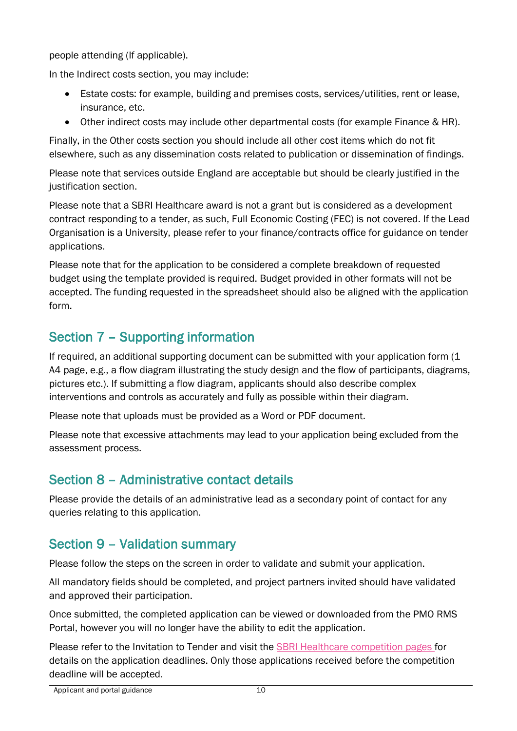people attending (If applicable).

In the Indirect costs section, you may include:

- Estate costs: for example, building and premises costs, services/utilities, rent or lease, insurance, etc.
- Other indirect costs may include other departmental costs (for example Finance & HR).

Finally, in the Other costs section you should include all other cost items which do not fit elsewhere, such as any dissemination costs related to publication or dissemination of findings.

Please note that services outside England are acceptable but should be clearly justified in the justification section.

Please note that a SBRI Healthcare award is not a grant but is considered as a development contract responding to a tender, as such, Full Economic Costing (FEC) is not covered. If the Lead Organisation is a University, please refer to your finance/contracts office for guidance on tender applications.

Please note that for the application to be considered a complete breakdown of requested budget using the template provided is required. Budget provided in other formats will not be accepted. The funding requested in the spreadsheet should also be aligned with the application form.

## Section 7 – Supporting information

If required, an additional supporting document can be submitted with your application form (1 A4 page, e.g., a flow diagram illustrating the study design and the flow of participants, diagrams, pictures etc.). If submitting a flow diagram, applicants should also describe complex interventions and controls as accurately and fully as possible within their diagram.

Please note that uploads must be provided as a Word or PDF document.

Please note that excessive attachments may lead to your application being excluded from the assessment process.

## Section 8 – Administrative contact details

Please provide the details of an administrative lead as a secondary point of contact for any queries relating to this application.

## Section 9 – Validation summary

Please follow the steps on the screen in order to validate and submit your application.

All mandatory fields should be completed, and project partners invited should have validated and approved their participation.

Once submitted, the completed application can be viewed or downloaded from the PMO RMS Portal, however you will no longer have the ability to edit the application.

Please refer to the Invitation to Tender and visit the SBRI Healthcare competition pages for details on the application deadlines. Only those applications received before the competition deadline will be accepted.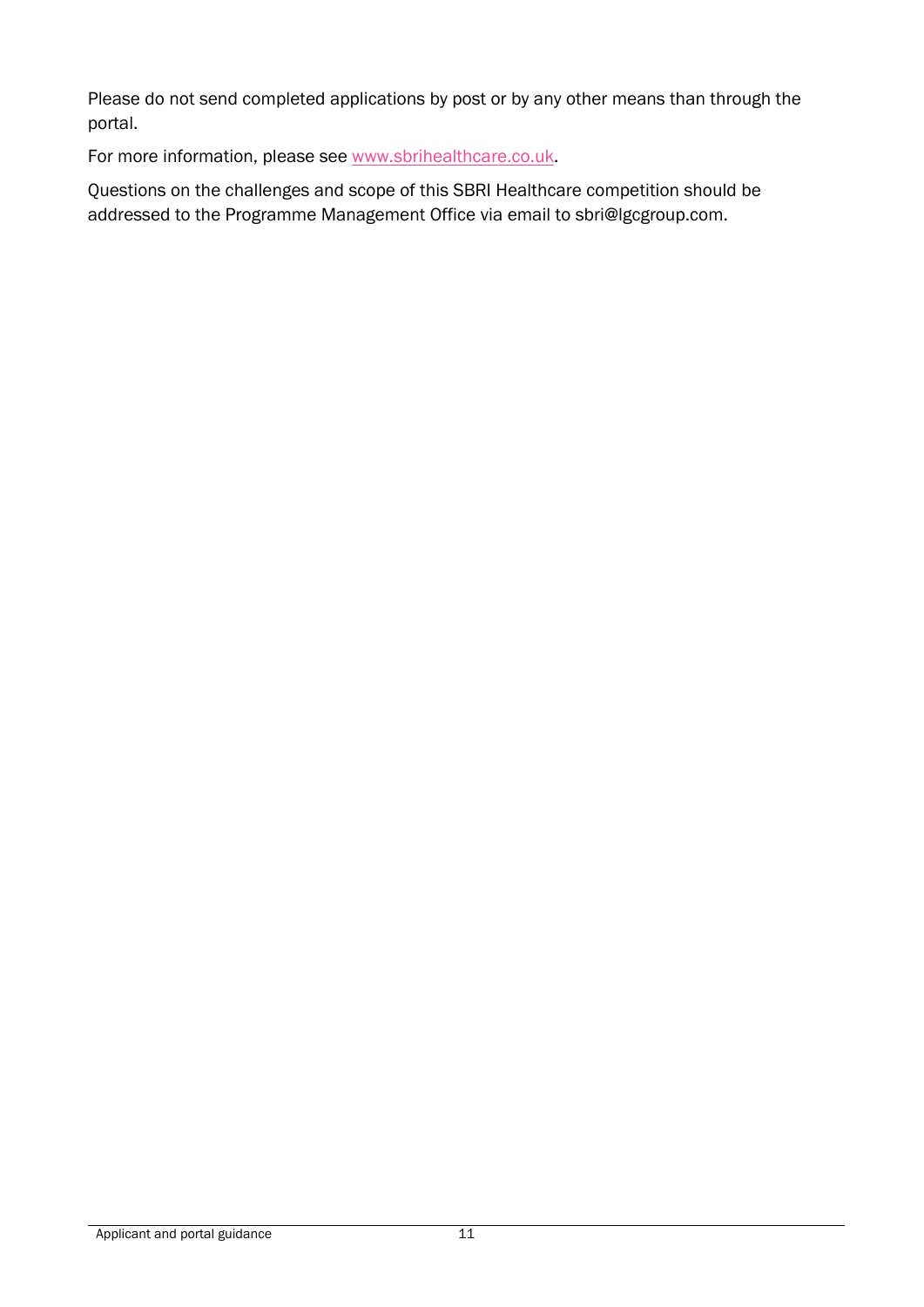Please do not send completed applications by post or by any other means than through the portal.

For more information, please see [www.sbrihealthcare.co.uk](http://www.sbrihealthcare.co.uk).

Questions on the challenges and scope of this SBRI Healthcare competition should be addressed to the Programme Management Office via email to sbri@lgcgroup.com.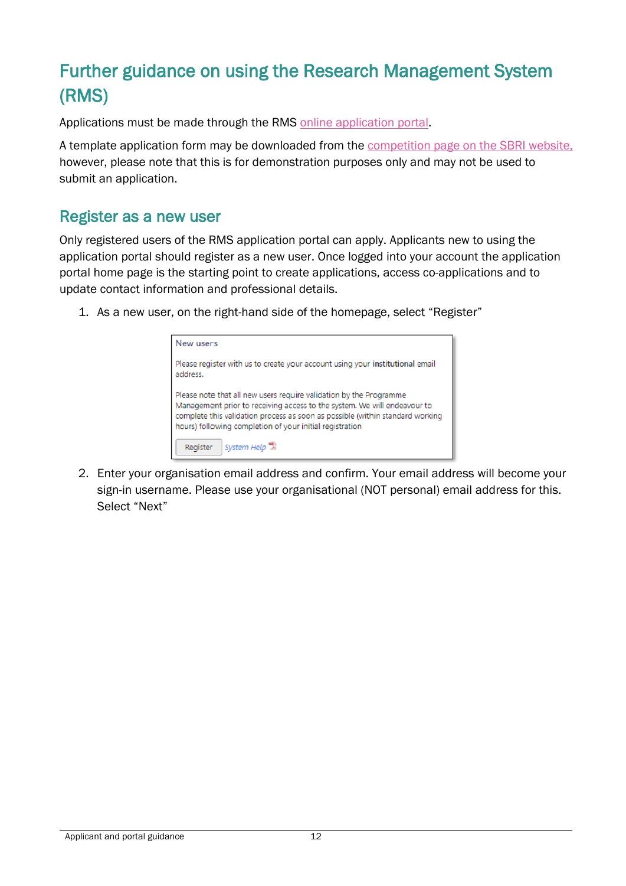# Further guidance on using the Research Management System (RMS)

Applications must be made through the RMS online application portal.

A template application form may be downloaded from the competition page on the SBRI website, however, please note that this is for demonstration purposes only and may not be used to submit an application.

## Register as a new user

Only registered users of the RMS application portal can apply. Applicants new to using the application portal should register as a new user. Once logged into your account the application portal home page is the starting point to create applications, access co-applications and to update contact information and professional details.

1. As a new user, on the right-hand side of the homepage, select "Register"

   New users

   Please register with us to create your account using your **institutional** email address.

   Please note that all new users require validation by the Programme Management prior to receiving access to the system. We will endeavour to complete this validation process as soon as possible (within standard working hours) following completion of your initial registration

   Register | System Help

2. Enter your organisation email address and confirm. Your email address will become your sign-in username. Please use your organisational (NOT personal) email address for this. Select "Next"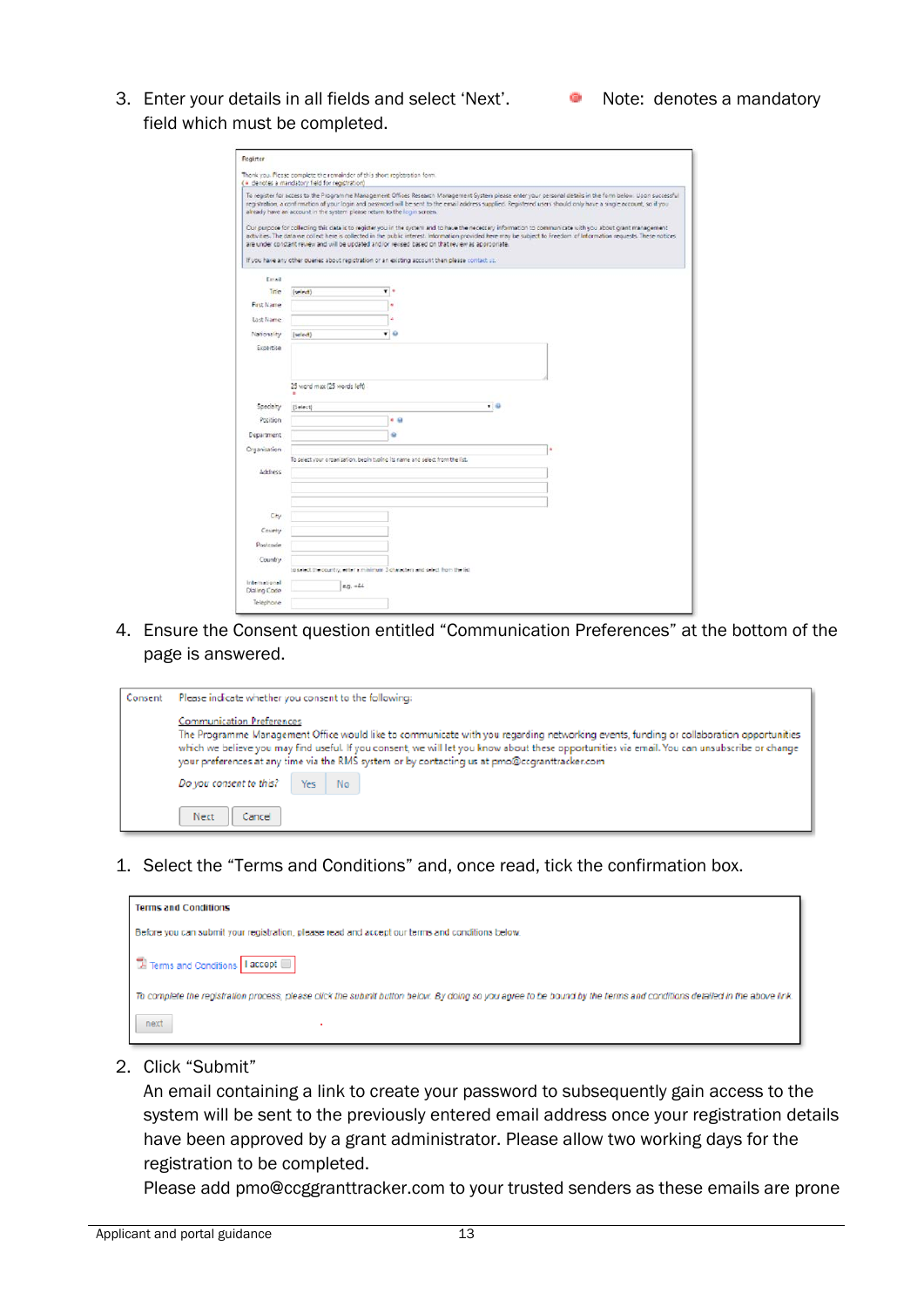3. Enter your details in all fields and select 'Next'. ● Note: denotes a mandatory field which must be completed.

4. Ensure the Consent question entitled "Communication Preferences" at the bottom of the page is answered.

1. Select the "Terms and Conditions" and, once read, tick the confirmation box.

2. Click "Submit"
   An email containing a link to create your password to subsequently gain access to the system will be sent to the previously entered email address once your registration details have been approved by a grant administrator. Please allow two working days for the registration to be completed.
   Please add pmo@ccggranttracker.com to your trusted senders as these emails are prone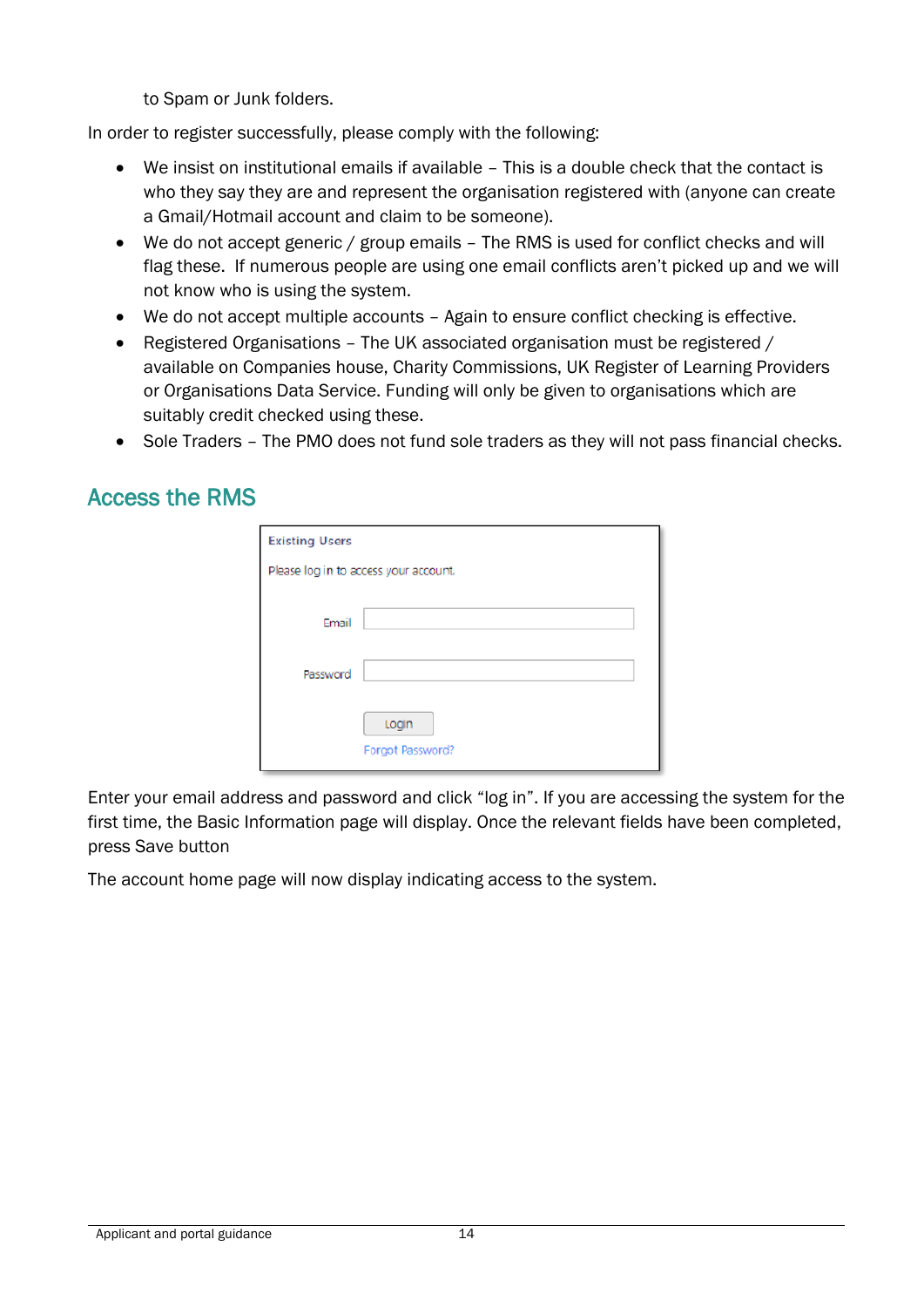to Spam or Junk folders.

In order to register successfully, please comply with the following:

- We insist on institutional emails if available – This is a double check that the contact is who they say they are and represent the organisation registered with (anyone can create a Gmail/Hotmail account and claim to be someone).
- We do not accept generic / group emails – The RMS is used for conflict checks and will flag these. If numerous people are using one email conflicts aren't picked up and we will not know who is using the system.
- We do not accept multiple accounts – Again to ensure conflict checking is effective.
- Registered Organisations – The UK associated organisation must be registered / available on Companies house, Charity Commissions, UK Register of Learning Providers or Organisations Data Service. Funding will only be given to organisations which are suitably credit checked using these.
- Sole Traders – The PMO does not fund sole traders as they will not pass financial checks.

## Access the RMS

Existing Users

Please log in to access your account.

Email

Password

Login

Forgot Password?

Enter your email address and password and click "log in". If you are accessing the system for the first time, the Basic Information page will display. Once the relevant fields have been completed, press Save button

The account home page will now display indicating access to the system.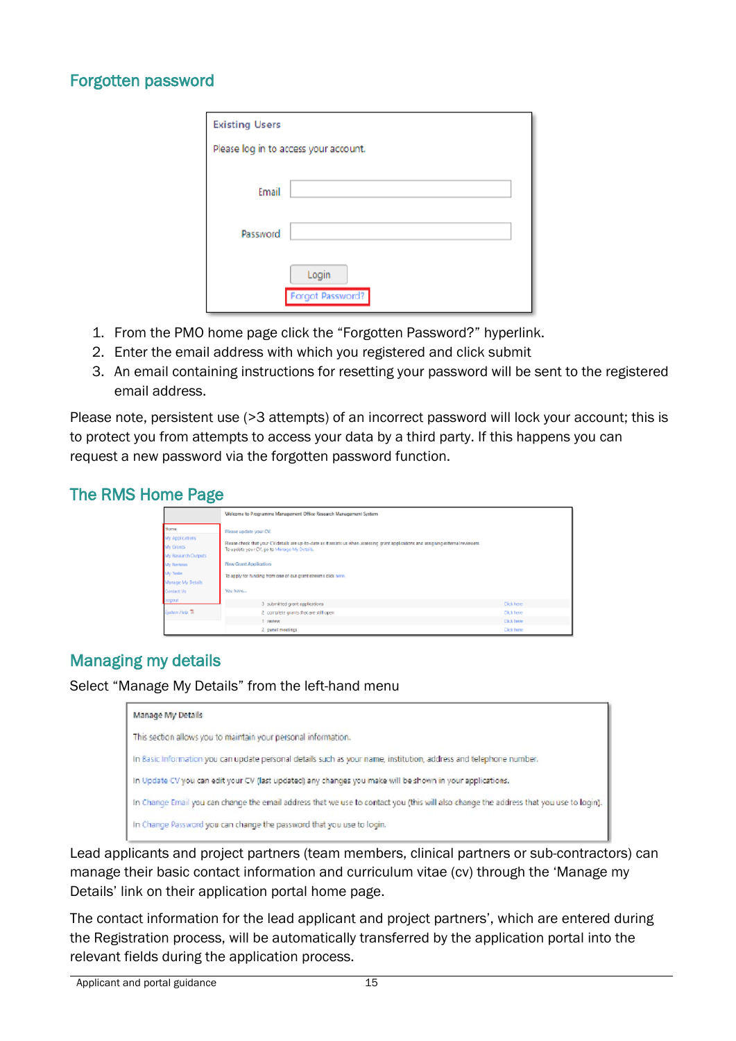## Forgotten password

1. From the PMO home page click the "Forgotten Password?" hyperlink.
2. Enter the email address with which you registered and click submit
3. An email containing instructions for resetting your password will be sent to the registered email address.

Please note, persistent use (>3 attempts) of an incorrect password will lock your account; this is to protect you from attempts to access your data by a third party. If this happens you can request a new password via the forgotten password function.

## The RMS Home Page

## Managing my details

Select "Manage My Details" from the left-hand menu

Lead applicants and project partners (team members, clinical partners or sub-contractors) can manage their basic contact information and curriculum vitae (cv) through the 'Manage my Details' link on their application portal home page.

The contact information for the lead applicant and project partners', which are entered during the Registration process, will be automatically transferred by the application portal into the relevant fields during the application process.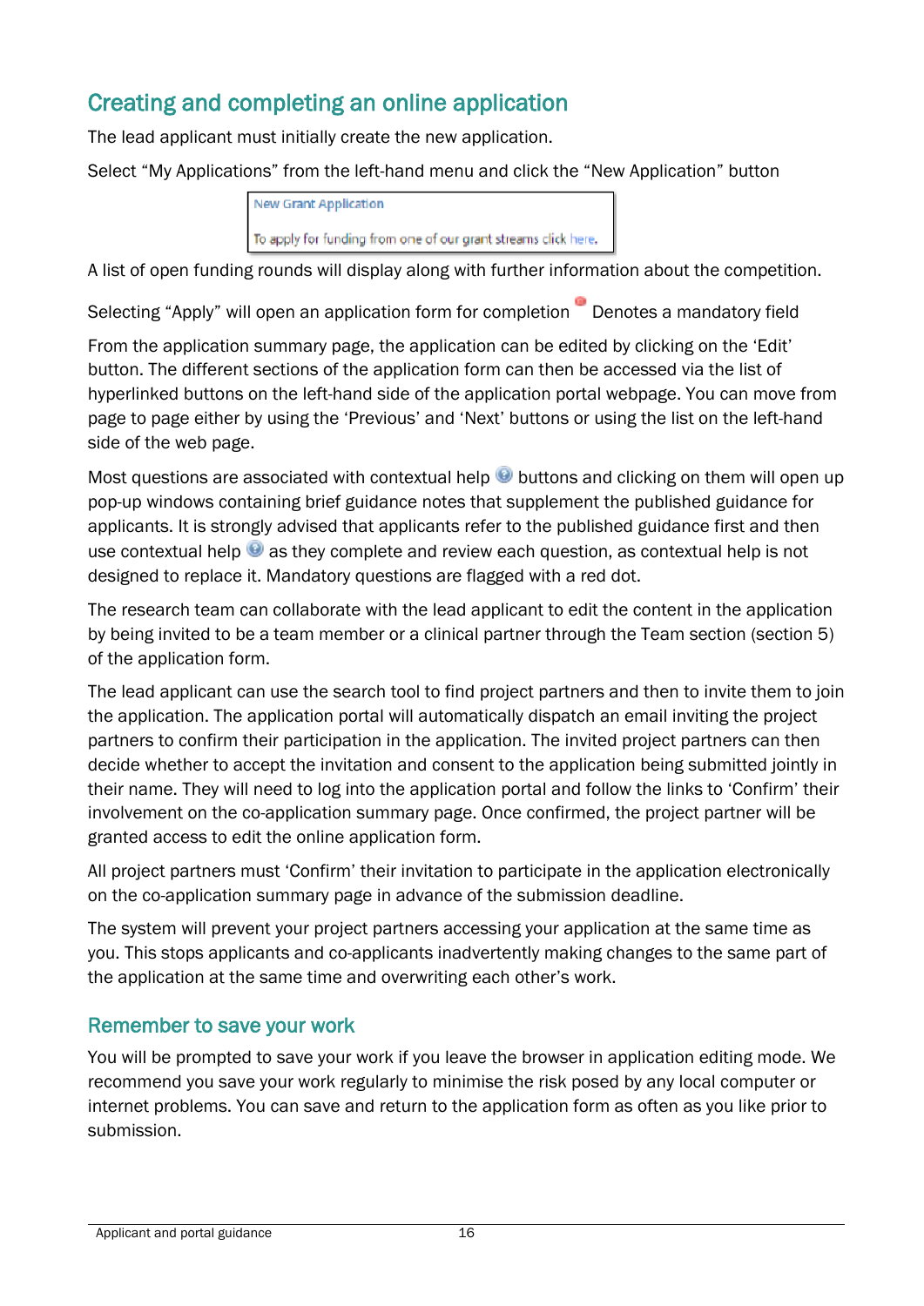## Creating and completing an online application

The lead applicant must initially create the new application.

Select “My Applications” from the left-hand menu and click the “New Application” button

New Grant Application

To apply for funding from one of our grant streams click here.

A list of open funding rounds will display along with further information about the competition.

Selecting “Apply” will open an application form for completion  Denotes a mandatory field

From the application summary page, the application can be edited by clicking on the ‘Edit’ button. The different sections of the application form can then be accessed via the list of hyperlinked buttons on the left-hand side of the application portal webpage. You can move from page to page either by using the ‘Previous’ and ‘Next’ buttons or using the list on the left-hand side of the web page.

Most questions are associated with contextual help buttons and clicking on them will open up pop-up windows containing brief guidance notes that supplement the published guidance for applicants. It is strongly advised that applicants refer to the published guidance first and then use contextual help as they complete and review each question, as contextual help is not designed to replace it. Mandatory questions are flagged with a red dot.

The research team can collaborate with the lead applicant to edit the content in the application by being invited to be a team member or a clinical partner through the Team section (section 5) of the application form.

The lead applicant can use the search tool to find project partners and then to invite them to join the application. The application portal will automatically dispatch an email inviting the project partners to confirm their participation in the application. The invited project partners can then decide whether to accept the invitation and consent to the application being submitted jointly in their name. They will need to log into the application portal and follow the links to ‘Confirm’ their involvement on the co-application summary page. Once confirmed, the project partner will be granted access to edit the online application form.

All project partners must ‘Confirm’ their invitation to participate in the application electronically on the co-application summary page in advance of the submission deadline.

The system will prevent your project partners accessing your application at the same time as you. This stops applicants and co-applicants inadvertently making changes to the same part of the application at the same time and overwriting each other’s work.

### Remember to save your work

You will be prompted to save your work if you leave the browser in application editing mode. We recommend you save your work regularly to minimise the risk posed by any local computer or internet problems. You can save and return to the application form as often as you like prior to submission.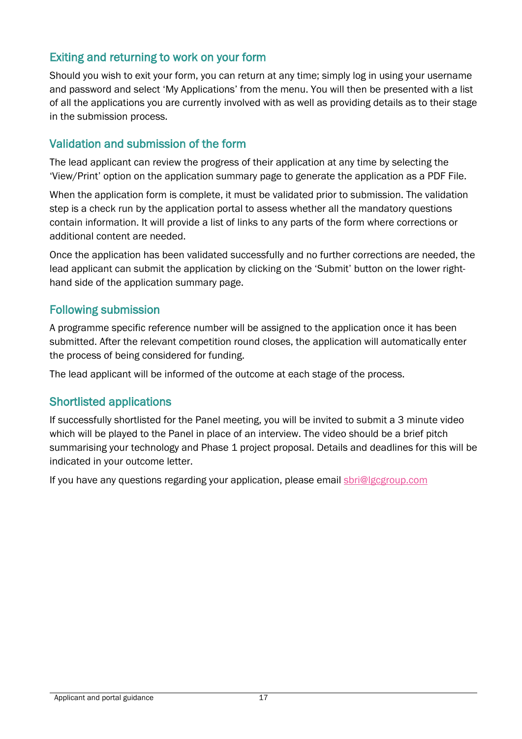## Exiting and returning to work on your form

Should you wish to exit your form, you can return at any time; simply log in using your username and password and select ‘My Applications’ from the menu. You will then be presented with a list of all the applications you are currently involved with as well as providing details as to their stage in the submission process.

## Validation and submission of the form

The lead applicant can review the progress of their application at any time by selecting the ‘View/Print’ option on the application summary page to generate the application as a PDF File.

When the application form is complete, it must be validated prior to submission. The validation step is a check run by the application portal to assess whether all the mandatory questions contain information. It will provide a list of links to any parts of the form where corrections or additional content are needed.

Once the application has been validated successfully and no further corrections are needed, the lead applicant can submit the application by clicking on the ‘Submit’ button on the lower right-hand side of the application summary page.

## Following submission

A programme specific reference number will be assigned to the application once it has been submitted. After the relevant competition round closes, the application will automatically enter the process of being considered for funding.

The lead applicant will be informed of the outcome at each stage of the process.

## Shortlisted applications

If successfully shortlisted for the Panel meeting, you will be invited to submit a 3 minute video which will be played to the Panel in place of an interview. The video should be a brief pitch summarising your technology and Phase 1 project proposal. Details and deadlines for this will be indicated in your outcome letter.

If you have any questions regarding your application, please email sbri@lgcgroup.com